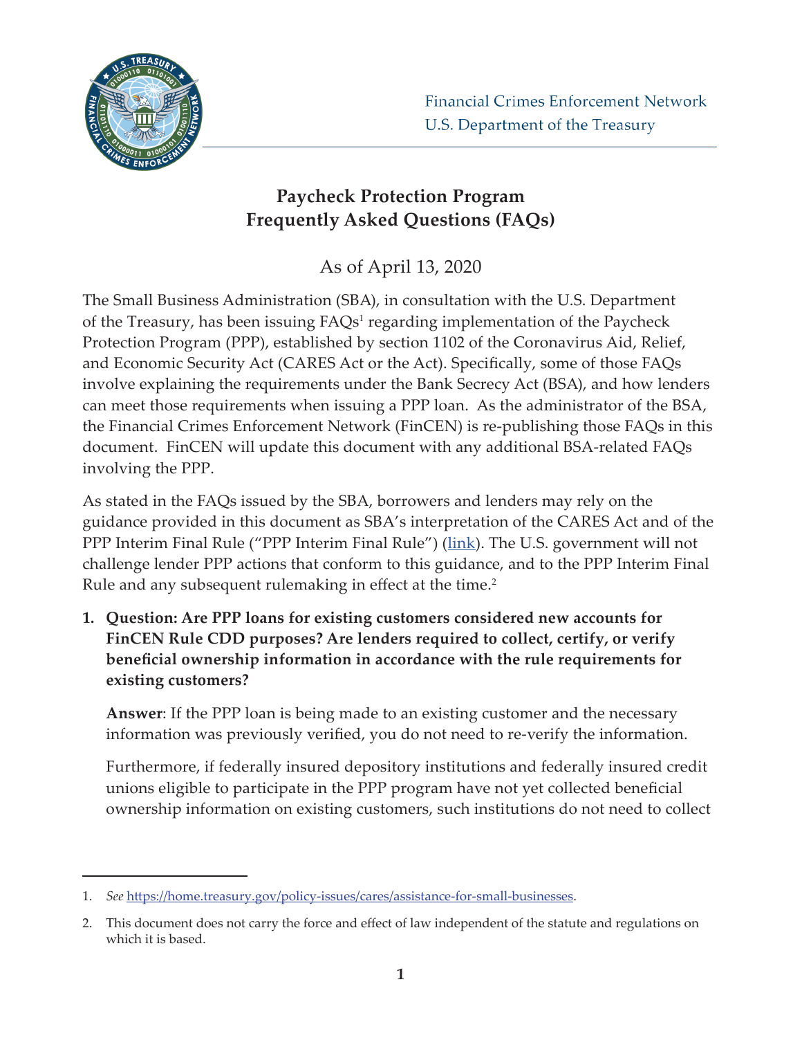Financial Crimes Enforcement Network
U.S. Department of the Treasury

# Paycheck Protection Program Frequently Asked Questions (FAQs)

As of April 13, 2020

The Small Business Administration (SBA), in consultation with the U.S. Department of the Treasury, has been issuing FAQs[1] regarding implementation of the Paycheck Protection Program (PPP), established by section 1102 of the Coronavirus Aid, Relief, and Economic Security Act (CARES Act or the Act). Specifically, some of those FAQs involve explaining the requirements under the Bank Secrecy Act (BSA), and how lenders can meet those requirements when issuing a PPP loan. As the administrator of the BSA, the Financial Crimes Enforcement Network (FinCEN) is re-publishing those FAQs in this document. FinCEN will update this document with any additional BSA-related FAQs involving the PPP.

As stated in the FAQs issued by the SBA, borrowers and lenders may rely on the guidance provided in this document as SBA's interpretation of the CARES Act and of the PPP Interim Final Rule ("PPP Interim Final Rule") (link). The U.S. government will not challenge lender PPP actions that conform to this guidance, and to the PPP Interim Final Rule and any subsequent rulemaking in effect at the time.[2]

1. **Question: Are PPP loans for existing customers considered new accounts for FinCEN Rule CDD purposes? Are lenders required to collect, certify, or verify beneficial ownership information in accordance with the rule requirements for existing customers?**

   **Answer**: If the PPP loan is being made to an existing customer and the necessary information was previously verified, you do not need to re-verify the information.

   Furthermore, if federally insured depository institutions and federally insured credit unions eligible to participate in the PPP program have not yet collected beneficial ownership information on existing customers, such institutions do not need to collect

---

1. *See* https://home.treasury.gov/policy-issues/cares/assistance-for-small-businesses.

2. This document does not carry the force and effect of law independent of the statute and regulations on which it is based.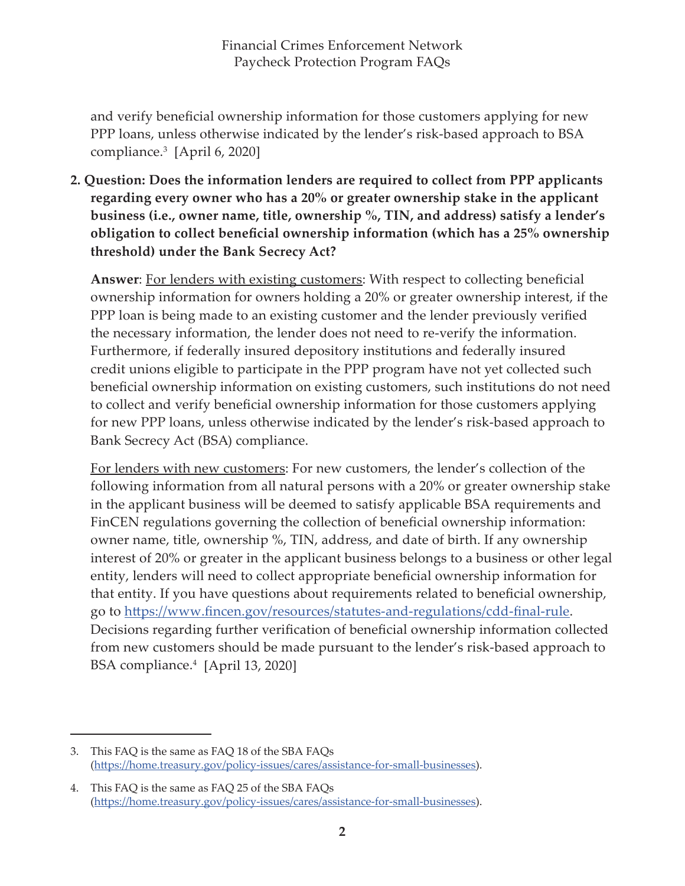and verify beneficial ownership information for those customers applying for new PPP loans, unless otherwise indicated by the lender's risk-based approach to BSA compliance.[3] [April 6, 2020]

**2. Question: Does the information lenders are required to collect from PPP applicants regarding every owner who has a 20% or greater ownership stake in the applicant business (i.e., owner name, title, ownership %, TIN, and address) satisfy a lender's obligation to collect beneficial ownership information (which has a 25% ownership threshold) under the Bank Secrecy Act?**

**Answer**: For lenders with existing customers: With respect to collecting beneficial ownership information for owners holding a 20% or greater ownership interest, if the PPP loan is being made to an existing customer and the lender previously verified the necessary information, the lender does not need to re-verify the information. Furthermore, if federally insured depository institutions and federally insured credit unions eligible to participate in the PPP program have not yet collected such beneficial ownership information on existing customers, such institutions do not need to collect and verify beneficial ownership information for those customers applying for new PPP loans, unless otherwise indicated by the lender's risk-based approach to Bank Secrecy Act (BSA) compliance.

For lenders with new customers: For new customers, the lender's collection of the following information from all natural persons with a 20% or greater ownership stake in the applicant business will be deemed to satisfy applicable BSA requirements and FinCEN regulations governing the collection of beneficial ownership information: owner name, title, ownership %, TIN, address, and date of birth. If any ownership interest of 20% or greater in the applicant business belongs to a business or other legal entity, lenders will need to collect appropriate beneficial ownership information for that entity. If you have questions about requirements related to beneficial ownership, go to https://www.fincen.gov/resources/statutes-and-regulations/cdd-final-rule. Decisions regarding further verification of beneficial ownership information collected from new customers should be made pursuant to the lender's risk-based approach to BSA compliance.[4] [April 13, 2020]

---

3. This FAQ is the same as FAQ 18 of the SBA FAQs (https://home.treasury.gov/policy-issues/cares/assistance-for-small-businesses).

4. This FAQ is the same as FAQ 25 of the SBA FAQs (https://home.treasury.gov/policy-issues/cares/assistance-for-small-businesses).